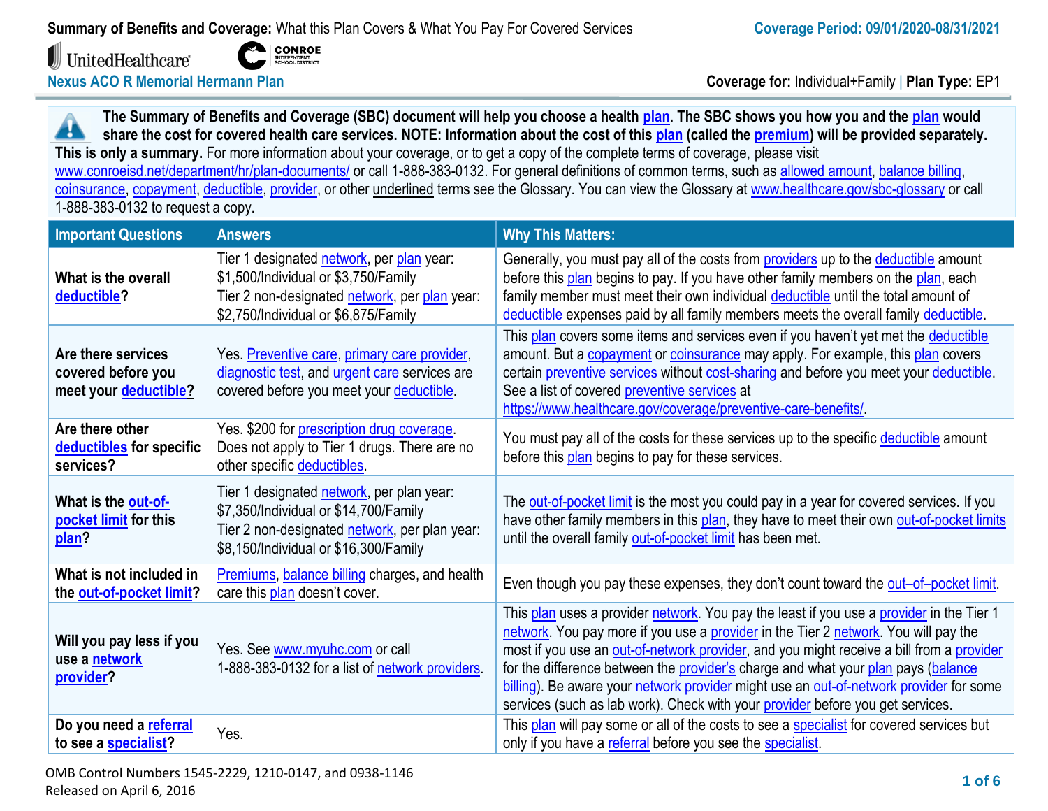**Summary of Benefits and Coverage:** What this Plan Covers & What You Pay For Covered Services

**Coverage Period: 09/01/2020-08/31/2021**

UnitedHealthcare | CONROE INDEPENDENT SCHOOL DISTRICT

**Nexus ACO R Memorial Hermann Plan**

**Coverage for:** Individual+Family | **Plan Type:** EP1

**The Summary of Benefits and Coverage (SBC) document will help you choose a health plan. The SBC shows you how you and the plan would share the cost for covered health care services. NOTE: Information about the cost of this plan (called the premium) will be provided separately. This is only a summary.** For more information about your coverage, or to get a copy of the complete terms of coverage, please visit www.conroeisd.net/department/hr/plan-documents/ or call 1-888-383-0132. For general definitions of common terms, such as allowed amount, balance billing, coinsurance, copayment, deductible, provider, or other underlined terms see the Glossary. You can view the Glossary at www.healthcare.gov/sbc-glossary or call 1-888-383-0132 to request a copy.

| Important Questions | Answers | Why This Matters: |
|---|---|---|
| **What is the overall deductible?** | Tier 1 designated network, per plan year: $1,500/Individual or $3,750/Family<br>Tier 2 non-designated network, per plan year: $2,750/Individual or $6,875/Family | Generally, you must pay all of the costs from providers up to the deductible amount before this plan begins to pay. If you have other family members on the plan, each family member must meet their own individual deductible until the total amount of deductible expenses paid by all family members meets the overall family deductible. |
| **Are there services covered before you meet your deductible?** | Yes. Preventive care, primary care provider, diagnostic test, and urgent care services are covered before you meet your deductible. | This plan covers some items and services even if you haven't yet met the deductible amount. But a copayment or coinsurance may apply. For example, this plan covers certain preventive services without cost-sharing and before you meet your deductible. See a list of covered preventive services at https://www.healthcare.gov/coverage/preventive-care-benefits/. |
| **Are there other deductibles for specific services?** | Yes. $200 for prescription drug coverage. Does not apply to Tier 1 drugs. There are no other specific deductibles. | You must pay all of the costs for these services up to the specific deductible amount before this plan begins to pay for these services. |
| **What is the out-of-pocket limit for this plan?** | Tier 1 designated network, per plan year: $7,350/Individual or $14,700/Family<br>Tier 2 non-designated network, per plan year: $8,150/Individual or $16,300/Family | The out-of-pocket limit is the most you could pay in a year for covered services. If you have other family members in this plan, they have to meet their own out-of-pocket limits until the overall family out-of-pocket limit has been met. |
| **What is not included in the out-of-pocket limit?** | Premiums, balance billing charges, and health care this plan doesn't cover. | Even though you pay these expenses, they don't count toward the out–of–pocket limit. |
| **Will you pay less if you use a network provider?** | Yes. See www.myuhc.com or call 1-888-383-0132 for a list of network providers. | This plan uses a provider network. You pay the least if you use a provider in the Tier 1 network. You pay more if you use a provider in the Tier 2 network. You will pay the most if you use an out-of-network provider, and you might receive a bill from a provider for the difference between the provider's charge and what your plan pays (balance billing). Be aware your network provider might use an out-of-network provider for some services (such as lab work). Check with your provider before you get services. |
| **Do you need a referral to see a specialist?** | Yes. | This plan will pay some or all of the costs to see a specialist for covered services but only if you have a referral before you see the specialist. |

OMB Control Numbers 1545-2229, 1210-0147, and 0938-1146
Released on April 6, 2016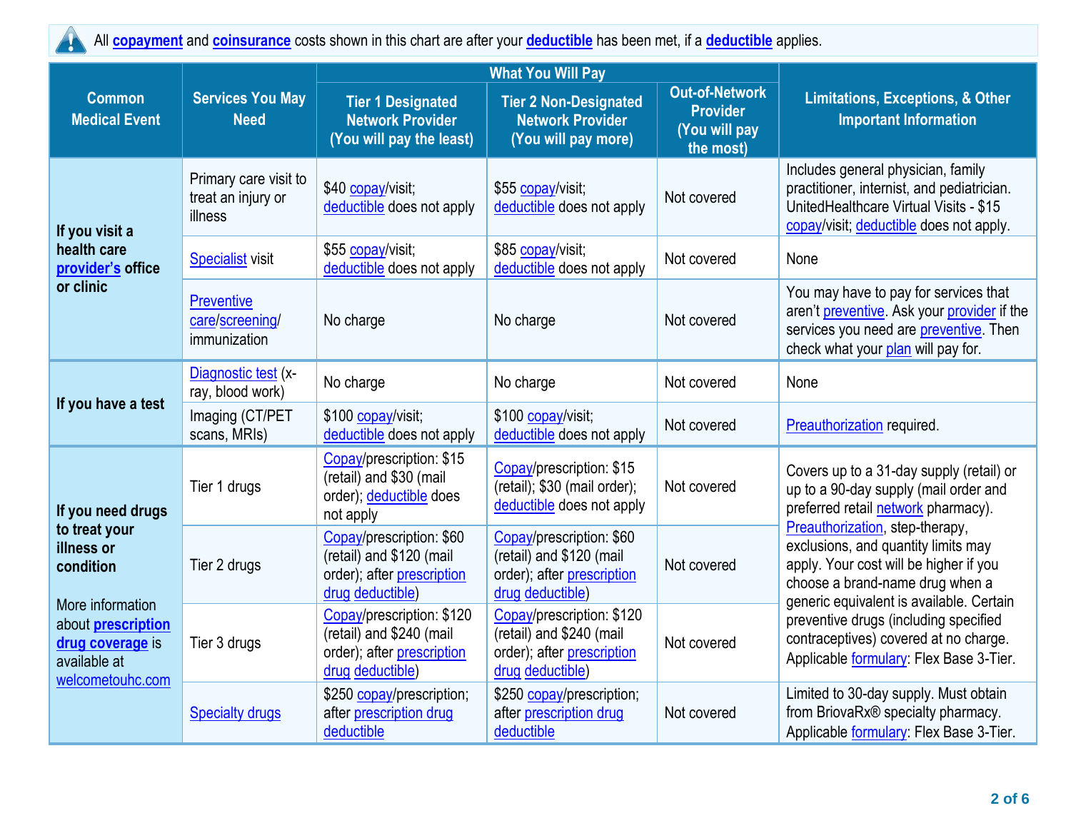All **copayment** and **coinsurance** costs shown in this chart are after your **deductible** has been met, if a **deductible** applies.

| Common Medical Event | Services You May Need | What You Will Pay | | | Limitations, Exceptions, & Other Important Information |
|---|---|---|---|---|---|
| | | Tier 1 Designated Network Provider (You will pay the least) | Tier 2 Non-Designated Network Provider (You will pay more) | Out-of-Network Provider (You will pay the most) | |
| **If you visit a health care provider's office or clinic** | Primary care visit to treat an injury or illness | $40 copay/visit; deductible does not apply | $55 copay/visit; deductible does not apply | Not covered | Includes general physician, family practitioner, internist, and pediatrician. UnitedHealthcare Virtual Visits - $15 copay/visit; deductible does not apply. |
| | Specialist visit | $55 copay/visit; deductible does not apply | $85 copay/visit; deductible does not apply | Not covered | None |
| | Preventive care/screening/ immunization | No charge | No charge | Not covered | You may have to pay for services that aren't preventive. Ask your provider if the services you need are preventive. Then check what your plan will pay for. |
| **If you have a test** | Diagnostic test (x-ray, blood work) | No charge | No charge | Not covered | None |
| | Imaging (CT/PET scans, MRIs) | $100 copay/visit; deductible does not apply | $100 copay/visit; deductible does not apply | Not covered | Preauthorization required. |
| **If you need drugs to treat your illness or condition** More information about **prescription drug coverage** is available at welcometouhc.com | Tier 1 drugs | Copay/prescription: $15 (retail) and $30 (mail order); deductible does not apply | Copay/prescription: $15 (retail); $30 (mail order); deductible does not apply | Not covered | Covers up to a 31-day supply (retail) or up to a 90-day supply (mail order and preferred retail network pharmacy). Preauthorization, step-therapy, exclusions, and quantity limits may apply. Your cost will be higher if you choose a brand-name drug when a generic equivalent is available. Certain preventive drugs (including specified contraceptives) covered at no charge. Applicable formulary: Flex Base 3-Tier. |
| | Tier 2 drugs | Copay/prescription: $60 (retail) and $120 (mail order); after prescription drug deductible) | Copay/prescription: $60 (retail) and $120 (mail order); after prescription drug deductible) | Not covered | |
| | Tier 3 drugs | Copay/prescription: $120 (retail) and $240 (mail order); after prescription drug deductible) | Copay/prescription: $120 (retail) and $240 (mail order); after prescription drug deductible) | Not covered | |
| | Specialty drugs | $250 copay/prescription; after prescription drug deductible | $250 copay/prescription; after prescription drug deductible | Not covered | Limited to 30-day supply. Must obtain from BriovaRx® specialty pharmacy. Applicable formulary: Flex Base 3-Tier. |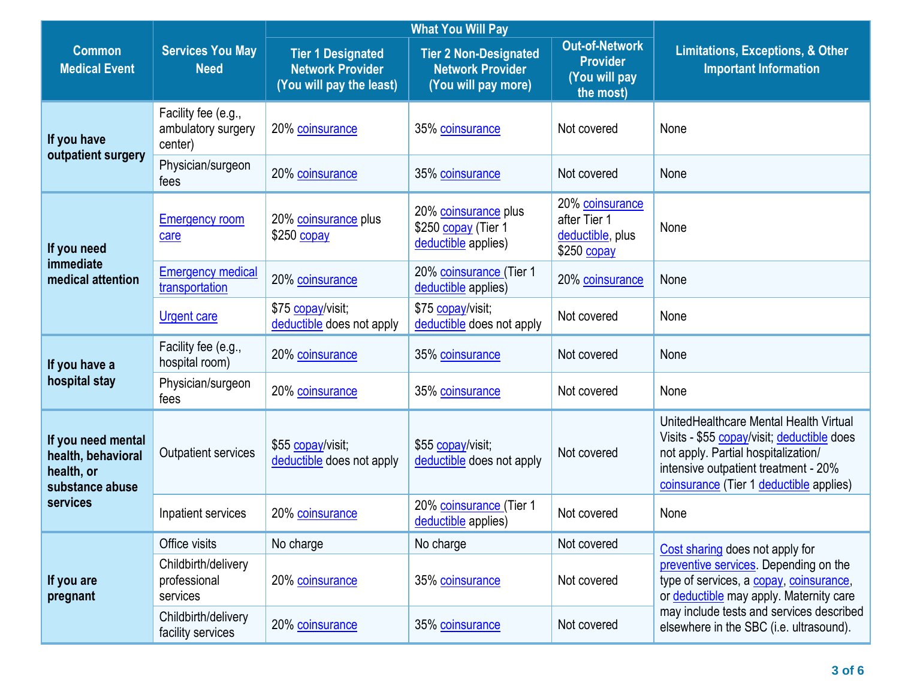| Common Medical Event | Services You May Need | What You Will Pay | | | Limitations, Exceptions, & Other Important Information |
|---|---|---|---|---|---|
| | | Tier 1 Designated Network Provider (You will pay the least) | Tier 2 Non-Designated Network Provider (You will pay more) | Out-of-Network Provider (You will pay the most) | |
| **If you have outpatient surgery** | Facility fee (e.g., ambulatory surgery center) | 20% coinsurance | 35% coinsurance | Not covered | None |
| | Physician/surgeon fees | 20% coinsurance | 35% coinsurance | Not covered | None |
| **If you need immediate medical attention** | Emergency room care | 20% coinsurance plus $250 copay | 20% coinsurance plus $250 copay (Tier 1 deductible applies) | 20% coinsurance after Tier 1 deductible, plus $250 copay | None |
| | Emergency medical transportation | 20% coinsurance | 20% coinsurance (Tier 1 deductible applies) | 20% coinsurance | None |
| | Urgent care | $75 copay/visit; deductible does not apply | $75 copay/visit; deductible does not apply | Not covered | None |
| **If you have a hospital stay** | Facility fee (e.g., hospital room) | 20% coinsurance | 35% coinsurance | Not covered | None |
| | Physician/surgeon fees | 20% coinsurance | 35% coinsurance | Not covered | None |
| **If you need mental health, behavioral health, or substance abuse services** | Outpatient services | $55 copay/visit; deductible does not apply | $55 copay/visit; deductible does not apply | Not covered | UnitedHealthcare Mental Health Virtual Visits - $55 copay/visit; deductible does not apply. Partial hospitalization/ intensive outpatient treatment - 20% coinsurance (Tier 1 deductible applies) |
| | Inpatient services | 20% coinsurance | 20% coinsurance (Tier 1 deductible applies) | Not covered | None |
| **If you are pregnant** | Office visits | No charge | No charge | Not covered | Cost sharing does not apply for preventive services. Depending on the type of services, a copay, coinsurance, or deductible may apply. Maternity care may include tests and services described elsewhere in the SBC (i.e. ultrasound). |
| | Childbirth/delivery professional services | 20% coinsurance | 35% coinsurance | Not covered | |
| | Childbirth/delivery facility services | 20% coinsurance | 35% coinsurance | Not covered | |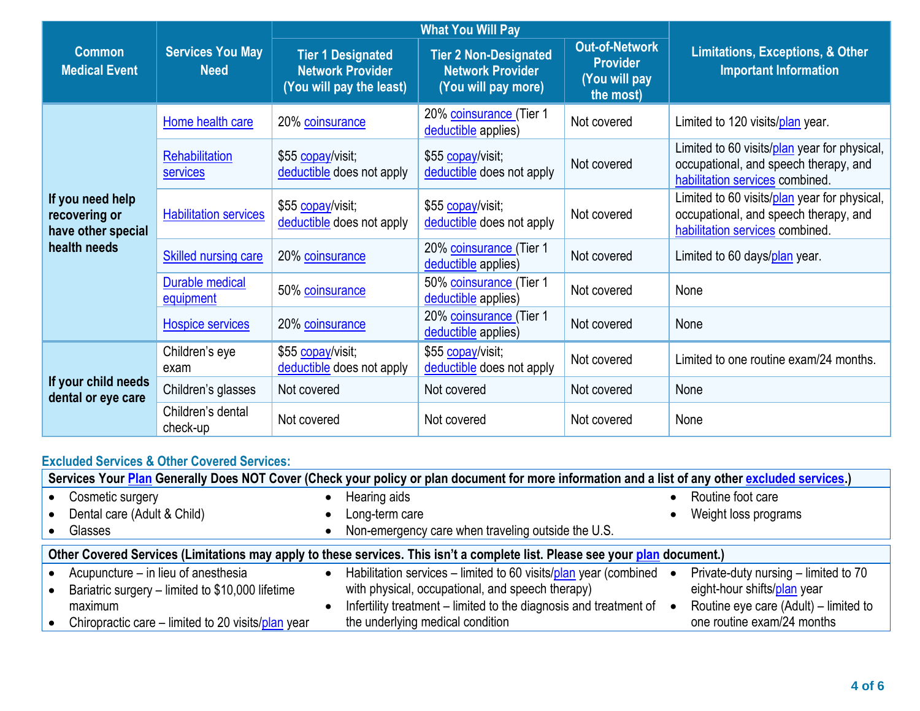| Common Medical Event | Services You May Need | What You Will Pay | | | Limitations, Exceptions, & Other Important Information |
|---|---|---|---|---|---|
| | | Tier 1 Designated Network Provider (You will pay the least) | Tier 2 Non-Designated Network Provider (You will pay more) | Out-of-Network Provider (You will pay the most) | |
| If you need help recovering or have other special health needs | Home health care | 20% coinsurance | 20% coinsurance (Tier 1 deductible applies) | Not covered | Limited to 120 visits/plan year. |
| | Rehabilitation services | $55 copay/visit; deductible does not apply | $55 copay/visit; deductible does not apply | Not covered | Limited to 60 visits/plan year for physical, occupational, and speech therapy, and habilitation services combined. |
| | Habilitation services | $55 copay/visit; deductible does not apply | $55 copay/visit; deductible does not apply | Not covered | Limited to 60 visits/plan year for physical, occupational, and speech therapy, and habilitation services combined. |
| | Skilled nursing care | 20% coinsurance | 20% coinsurance (Tier 1 deductible applies) | Not covered | Limited to 60 days/plan year. |
| | Durable medical equipment | 50% coinsurance | 50% coinsurance (Tier 1 deductible applies) | Not covered | None |
| | Hospice services | 20% coinsurance | 20% coinsurance (Tier 1 deductible applies) | Not covered | None |
| If your child needs dental or eye care | Children's eye exam | $55 copay/visit; deductible does not apply | $55 copay/visit; deductible does not apply | Not covered | Limited to one routine exam/24 months. |
| | Children's glasses | Not covered | Not covered | Not covered | None |
| | Children's dental check-up | Not covered | Not covered | Not covered | None |

## Excluded Services & Other Covered Services:

**Services Your Plan Generally Does NOT Cover (Check your policy or plan document for more information and a list of any other excluded services.)**

- Cosmetic surgery
- Dental care (Adult & Child)
- Glasses
- Hearing aids
- Long-term care
- Non-emergency care when traveling outside the U.S.
- Routine foot care
- Weight loss programs

**Other Covered Services (Limitations may apply to these services. This isn't a complete list. Please see your plan document.)**

- Acupuncture – in lieu of anesthesia
- Bariatric surgery – limited to $10,000 lifetime maximum
- Chiropractic care – limited to 20 visits/plan year
- Habilitation services – limited to 60 visits/plan year (combined with physical, occupational, and speech therapy)
- Infertility treatment – limited to the diagnosis and treatment of the underlying medical condition
- Private-duty nursing – limited to 70 eight-hour shifts/plan year
- Routine eye care (Adult) – limited to one routine exam/24 months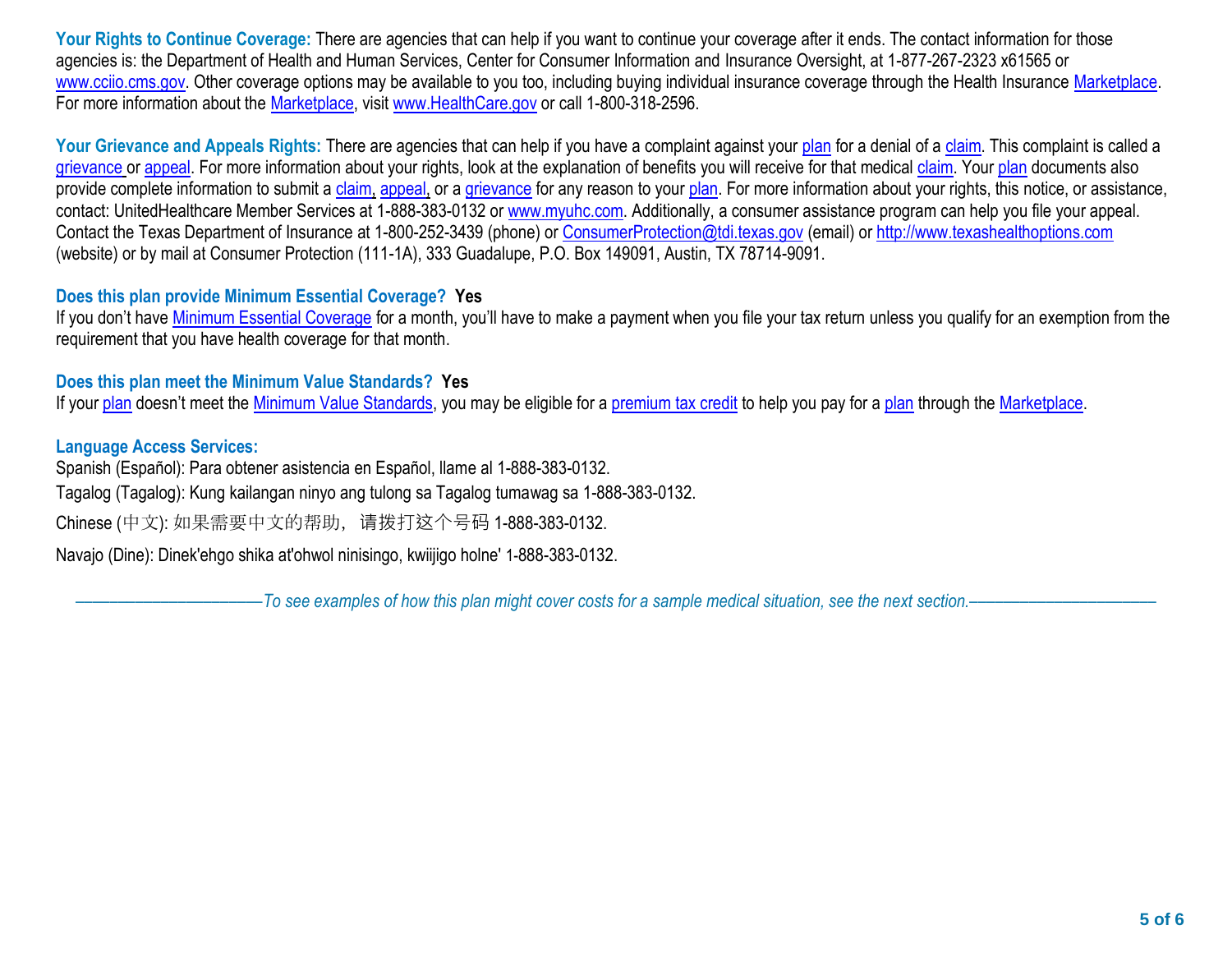**Your Rights to Continue Coverage:** There are agencies that can help if you want to continue your coverage after it ends. The contact information for those agencies is: the Department of Health and Human Services, Center for Consumer Information and Insurance Oversight, at 1-877-267-2323 x61565 or www.cciio.cms.gov. Other coverage options may be available to you too, including buying individual insurance coverage through the Health Insurance Marketplace. For more information about the Marketplace, visit www.HealthCare.gov or call 1-800-318-2596.

**Your Grievance and Appeals Rights:** There are agencies that can help if you have a complaint against your plan for a denial of a claim. This complaint is called a grievance or appeal. For more information about your rights, look at the explanation of benefits you will receive for that medical claim. Your plan documents also provide complete information to submit a claim, appeal, or a grievance for any reason to your plan. For more information about your rights, this notice, or assistance, contact: UnitedHealthcare Member Services at 1-888-383-0132 or www.myuhc.com. Additionally, a consumer assistance program can help you file your appeal. Contact the Texas Department of Insurance at 1-800-252-3439 (phone) or ConsumerProtection@tdi.texas.gov (email) or http://www.texashealthoptions.com (website) or by mail at Consumer Protection (111-1A), 333 Guadalupe, P.O. Box 149091, Austin, TX 78714-9091.

**Does this plan provide Minimum Essential Coverage? Yes**

If you don't have Minimum Essential Coverage for a month, you'll have to make a payment when you file your tax return unless you qualify for an exemption from the requirement that you have health coverage for that month.

**Does this plan meet the Minimum Value Standards? Yes**

If your plan doesn't meet the Minimum Value Standards, you may be eligible for a premium tax credit to help you pay for a plan through the Marketplace.

**Language Access Services:**

Spanish (Español): Para obtener asistencia en Español, llame al 1-888-383-0132.

Tagalog (Tagalog): Kung kailangan ninyo ang tulong sa Tagalog tumawag sa 1-888-383-0132.

Chinese (中文): 如果需要中文的帮助，请拨打这个号码 1-888-383-0132.

Navajo (Dine): Dinek'ehgo shika at'ohwol ninisingo, kwiijigo holne' 1-888-383-0132.

*——————————To see examples of how this plan might cover costs for a sample medical situation, see the next section.——————————*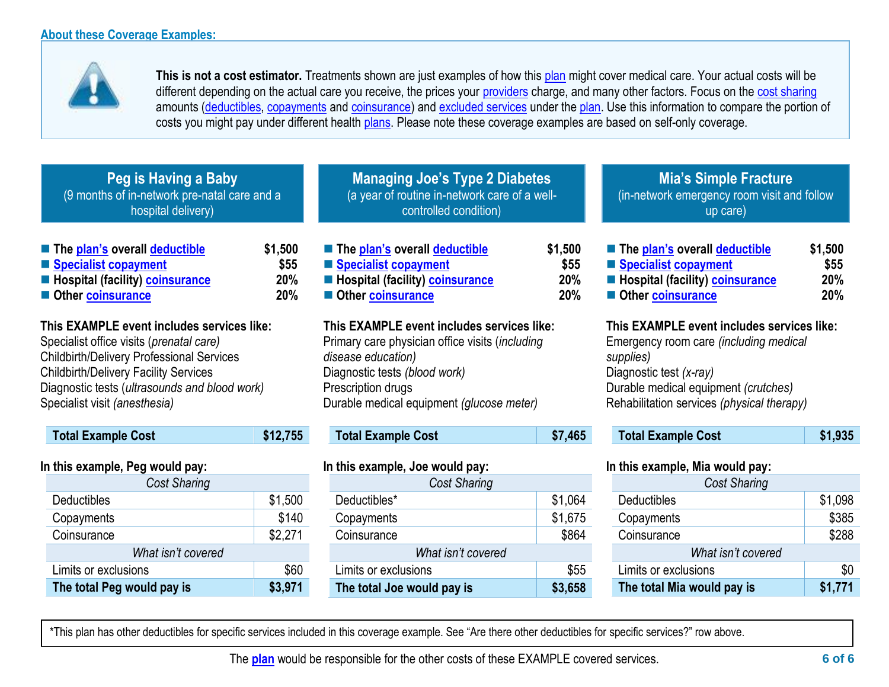## About these Coverage Examples:

**This is not a cost estimator.** Treatments shown are just examples of how this plan might cover medical care. Your actual costs will be different depending on the actual care you receive, the prices your providers charge, and many other factors. Focus on the cost sharing amounts (deductibles, copayments and coinsurance) and excluded services under the plan. Use this information to compare the portion of costs you might pay under different health plans. Please note these coverage examples are based on self-only coverage.

### Peg is Having a Baby
(9 months of in-network pre-natal care and a hospital delivery)

- **The plan's overall deductible** **$1,500**
- **Specialist copayment** **$55**
- **Hospital (facility) coinsurance** **20%**
- **Other coinsurance** **20%**

**This EXAMPLE event includes services like:**
Specialist office visits (*prenatal care)*
Childbirth/Delivery Professional Services
Childbirth/Delivery Facility Services
Diagnostic tests (*ultrasounds and blood work)*
Specialist visit *(anesthesia)*

| | |
|---|---|
| **Total Example Cost** | **$12,755** |

**In this example, Peg would pay:**

| *Cost Sharing* | |
|---|---|
| Deductibles | $1,500 |
| Copayments | $140 |
| Coinsurance | $2,271 |
| *What isn't covered* | |
| Limits or exclusions | $60 |
| **The total Peg would pay is** | **$3,971** |

### Managing Joe's Type 2 Diabetes
(a year of routine in-network care of a well-controlled condition)

- **The plan's overall deductible** **$1,500**
- **Specialist copayment** **$55**
- **Hospital (facility) coinsurance** **20%**
- **Other coinsurance** **20%**

**This EXAMPLE event includes services like:**
Primary care physician office visits (*including disease education)*
Diagnostic tests *(blood work)*
Prescription drugs
Durable medical equipment *(glucose meter)*

| | |
|---|---|
| **Total Example Cost** | **$7,465** |

**In this example, Joe would pay:**

| *Cost Sharing* | |
|---|---|
| Deductibles* | $1,064 |
| Copayments | $1,675 |
| Coinsurance | $864 |
| *What isn't covered* | |
| Limits or exclusions | $55 |
| **The total Joe would pay is** | **$3,658** |

### Mia's Simple Fracture
(in-network emergency room visit and follow up care)

- **The plan's overall deductible** **$1,500**
- **Specialist copayment** **$55**
- **Hospital (facility) coinsurance** **20%**
- **Other coinsurance** **20%**

**This EXAMPLE event includes services like:**
Emergency room care *(including medical supplies)*
Diagnostic test *(x-ray)*
Durable medical equipment *(crutches)*
Rehabilitation services *(physical therapy)*

| | |
|---|---|
| **Total Example Cost** | **$1,935** |

**In this example, Mia would pay:**

| *Cost Sharing* | |
|---|---|
| Deductibles | $1,098 |
| Copayments | $385 |
| Coinsurance | $288 |
| *What isn't covered* | |
| Limits or exclusions | $0 |
| **The total Mia would pay is** | **$1,771** |

*This plan has other deductibles for specific services included in this coverage example. See "Are there other deductibles for specific services?" row above.

The plan would be responsible for the other costs of these EXAMPLE covered services.